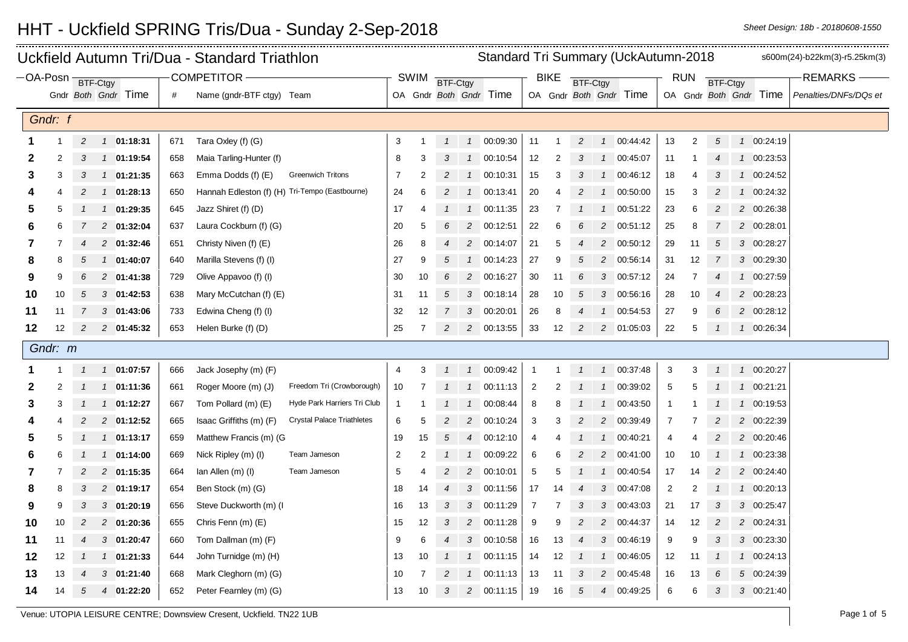# HHT - Uckfield SPRING Tris/Dua - Sunday 2-Sep-2018

## Uckfield Autumn Tri/Dua - Standard Triathlon

Standard Tri Summary (UckAutumn-2018 — s600m(24)-b22km(3)-r5.25km(3)

| OA-Posn | Gndr | BTF-Ctgy Both | BTF-Ctgy Gndr | Time | # | Name (gndr-BTF ctgy) | Team | SWIM OA | SWIM Gndr | SWIM BTF-Ctgy Both | SWIM BTF-Ctgy Gndr | SWIM Time | BIKE OA | BIKE Gndr | BIKE BTF-Ctgy Both | BIKE BTF-Ctgy Gndr | BIKE Time | RUN OA | RUN Gndr | RUN BTF-Ctgy Both | RUN BTF-Ctgy Gndr | RUN Time | REMARKS Penalties/DNFs/DQs et |
|---|---|---|---|---|---|---|---|---|---|---|---|---|---|---|---|---|---|---|---|---|---|---|---|
| **Gndr: f** | | | | | | | | | | | | | | | | | | | | | | | |
| **1** | 1 | 2 | 1 | **01:18:31** | 671 | Tara Oxley (f) (G) | | 3 | 1 | 1 | 1 | 00:09:30 | 11 | 1 | 2 | 1 | 00:44:42 | 13 | 2 | 5 | 1 | 00:24:19 | |
| **2** | 2 | 3 | 1 | **01:19:54** | 658 | Maia Tarling-Hunter (f) | | 8 | 3 | 3 | 1 | 00:10:54 | 12 | 2 | 3 | 1 | 00:45:07 | 11 | 1 | 4 | 1 | 00:23:53 | |
| **3** | 3 | 3 | 1 | **01:21:35** | 663 | Emma Dodds (f) (E) | Greenwich Tritons | 7 | 2 | 2 | 1 | 00:10:31 | 15 | 3 | 3 | 1 | 00:46:12 | 18 | 4 | 3 | 1 | 00:24:52 | |
| **4** | 4 | 2 | 1 | **01:28:13** | 650 | Hannah Edleston (f) (H) | Tri-Tempo (Eastbourne) | 24 | 6 | 2 | 1 | 00:13:41 | 20 | 4 | 2 | 1 | 00:50:00 | 15 | 3 | 2 | 1 | 00:24:32 | |
| **5** | 5 | 1 | 1 | **01:29:35** | 645 | Jazz Shiret (f) (D) | | 17 | 4 | 1 | 1 | 00:11:35 | 23 | 7 | 1 | 1 | 00:51:22 | 23 | 6 | 2 | 2 | 00:26:38 | |
| **6** | 6 | 7 | 2 | **01:32:04** | 637 | Laura Cockburn (f) (G) | | 20 | 5 | 6 | 2 | 00:12:51 | 22 | 6 | 6 | 2 | 00:51:12 | 25 | 8 | 7 | 2 | 00:28:01 | |
| **7** | 7 | 4 | 2 | **01:32:46** | 651 | Christy Niven (f) (E) | | 26 | 8 | 4 | 2 | 00:14:07 | 21 | 5 | 4 | 2 | 00:50:12 | 29 | 11 | 5 | 3 | 00:28:27 | |
| **8** | 8 | 5 | 1 | **01:40:07** | 640 | Marilla Stevens (f) (I) | | 27 | 9 | 5 | 1 | 00:14:23 | 27 | 9 | 5 | 2 | 00:56:14 | 31 | 12 | 7 | 3 | 00:29:30 | |
| **9** | 9 | 6 | 2 | **01:41:38** | 729 | Olive Appavoo (f) (I) | | 30 | 10 | 6 | 2 | 00:16:27 | 30 | 11 | 6 | 3 | 00:57:12 | 24 | 7 | 4 | 1 | 00:27:59 | |
| **10** | 10 | 5 | 3 | **01:42:53** | 638 | Mary McCutchan (f) (E) | | 31 | 11 | 5 | 3 | 00:18:14 | 28 | 10 | 5 | 3 | 00:56:16 | 28 | 10 | 4 | 2 | 00:28:23 | |
| **11** | 11 | 7 | 3 | **01:43:06** | 733 | Edwina Cheng (f) (I) | | 32 | 12 | 7 | 3 | 00:20:01 | 26 | 8 | 4 | 1 | 00:54:53 | 27 | 9 | 6 | 2 | 00:28:12 | |
| **12** | 12 | 2 | 2 | **01:45:32** | 653 | Helen Burke (f) (D) | | 25 | 7 | 2 | 2 | 00:13:55 | 33 | 12 | 2 | 2 | 01:05:03 | 22 | 5 | 1 | 1 | 00:26:34 | |
| **Gndr: m** | | | | | | | | | | | | | | | | | | | | | | | |
| **1** | 1 | 1 | 1 | **01:07:57** | 666 | Jack Josephy (m) (F) | | 4 | 3 | 1 | 1 | 00:09:42 | 1 | 1 | 1 | 1 | 00:37:48 | 3 | 3 | 1 | 1 | 00:20:27 | |
| **2** | 2 | 1 | 1 | **01:11:36** | 661 | Roger Moore (m) (J) | Freedom Tri (Crowborough) | 10 | 7 | 1 | 1 | 00:11:13 | 2 | 2 | 1 | 1 | 00:39:02 | 5 | 5 | 1 | 1 | 00:21:21 | |
| **3** | 3 | 1 | 1 | **01:12:27** | 667 | Tom Pollard (m) (E) | Hyde Park Harriers Tri Club | 1 | 1 | 1 | 1 | 00:08:44 | 8 | 8 | 1 | 1 | 00:43:50 | 1 | 1 | 1 | 1 | 00:19:53 | |
| **4** | 4 | 2 | 2 | **01:12:52** | 665 | Isaac Griffiths (m) (F) | Crystal Palace Triathletes | 6 | 5 | 2 | 2 | 00:10:24 | 3 | 3 | 2 | 2 | 00:39:49 | 7 | 7 | 2 | 2 | 00:22:39 | |
| **5** | 5 | 1 | 1 | **01:13:17** | 659 | Matthew Francis (m) (G | | 19 | 15 | 5 | 4 | 00:12:10 | 4 | 4 | 1 | 1 | 00:40:21 | 4 | 4 | 2 | 2 | 00:20:46 | |
| **6** | 6 | 1 | 1 | **01:14:00** | 669 | Nick Ripley (m) (I) | Team Jameson | 2 | 2 | 1 | 1 | 00:09:22 | 6 | 6 | 2 | 2 | 00:41:00 | 10 | 10 | 1 | 1 | 00:23:38 | |
| **7** | 7 | 2 | 2 | **01:15:35** | 664 | Ian Allen (m) (I) | Team Jameson | 5 | 4 | 2 | 2 | 00:10:01 | 5 | 5 | 1 | 1 | 00:40:54 | 17 | 14 | 2 | 2 | 00:24:40 | |
| **8** | 8 | 3 | 2 | **01:19:17** | 654 | Ben Stock (m) (G) | | 18 | 14 | 4 | 3 | 00:11:56 | 17 | 14 | 4 | 3 | 00:47:08 | 2 | 2 | 1 | 1 | 00:20:13 | |
| **9** | 9 | 3 | 3 | **01:20:19** | 656 | Steve Duckworth (m) (I | | 16 | 13 | 3 | 3 | 00:11:29 | 7 | 7 | 3 | 3 | 00:43:03 | 21 | 17 | 3 | 3 | 00:25:47 | |
| **10** | 10 | 2 | 2 | **01:20:36** | 655 | Chris Fenn (m) (E) | | 15 | 12 | 3 | 2 | 00:11:28 | 9 | 9 | 2 | 2 | 00:44:37 | 14 | 12 | 2 | 2 | 00:24:31 | |
| **11** | 11 | 4 | 3 | **01:20:47** | 660 | Tom Dallman (m) (F) | | 9 | 6 | 4 | 3 | 00:10:58 | 16 | 13 | 4 | 3 | 00:46:19 | 9 | 9 | 3 | 3 | 00:23:30 | |
| **12** | 12 | 1 | 1 | **01:21:33** | 644 | John Turnidge (m) (H) | | 13 | 10 | 1 | 1 | 00:11:15 | 14 | 12 | 1 | 1 | 00:46:05 | 12 | 11 | 1 | 1 | 00:24:13 | |
| **13** | 13 | 4 | 3 | **01:21:40** | 668 | Mark Cleghorn (m) (G) | | 10 | 7 | 2 | 1 | 00:11:13 | 13 | 11 | 3 | 2 | 00:45:48 | 16 | 13 | 6 | 5 | 00:24:39 | |
| **14** | 14 | 5 | 4 | **01:22:20** | 652 | Peter Fearnley (m) (G) | | 13 | 10 | 3 | 2 | 00:11:15 | 19 | 16 | 5 | 4 | 00:49:25 | 6 | 6 | 3 | 3 | 00:21:40 | |

Venue: UTOPIA LEISURE CENTRE; Downsview Cresent, Uckfield. TN22 1UB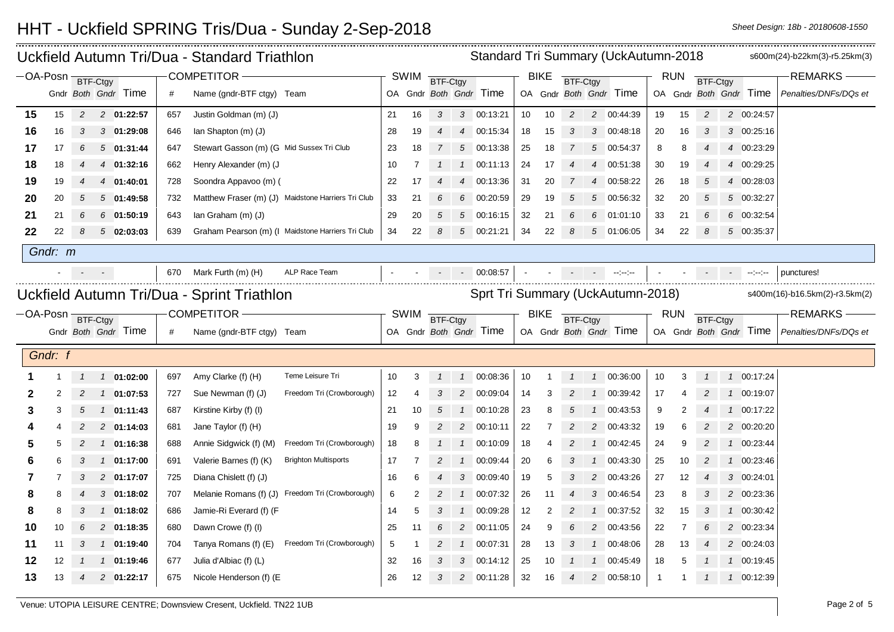# HHT - Uckfield SPRING Tris/Dua - Sunday 2-Sep-2018

Sheet Design: 18b - 20180608-1550

## Uckfield Autumn Tri/Dua - Standard Triathlon

Standard Tri Summary (UckAutumn-2018

s600m(24)-b22km(3)-r5.25km(3)

| OA-Posn | Gndr | BTF-Ctgy Both | BTF-Ctgy Gndr | Time | # | Name (gndr-BTF ctgy) | Team | SWIM OA | SWIM Gndr | SWIM BTF-Ctgy Both | SWIM BTF-Ctgy Gndr | SWIM Time | BIKE OA | BIKE Gndr | BIKE BTF-Ctgy Both | BIKE BTF-Ctgy Gndr | BIKE Time | RUN OA | RUN Gndr | RUN BTF-Ctgy Both | RUN BTF-Ctgy Gndr | RUN Time | REMARKS Penalties/DNFs/DQs et |
|---|---|---|---|---|---|---|---|---|---|---|---|---|---|---|---|---|---|---|---|---|---|---|---|
| **15** | 15 | 2 | 2 | **01:22:57** | 657 | Justin Goldman (m) (J) | | 21 | 16 | 3 | 3 | 00:13:21 | 10 | 10 | 2 | 2 | 00:44:39 | 19 | 15 | 2 | 2 | 00:24:57 | |
| **16** | 16 | 3 | 3 | **01:29:08** | 646 | Ian Shapton (m) (J) | | 28 | 19 | 4 | 4 | 00:15:34 | 18 | 15 | 3 | 3 | 00:48:18 | 20 | 16 | 3 | 3 | 00:25:16 | |
| **17** | 17 | 6 | 5 | **01:31:44** | 647 | Stewart Gasson (m) (G | Mid Sussex Tri Club | 23 | 18 | 7 | 5 | 00:13:38 | 25 | 18 | 7 | 5 | 00:54:37 | 8 | 8 | 4 | 4 | 00:23:29 | |
| **18** | 18 | 4 | 4 | **01:32:16** | 662 | Henry Alexander (m) (J | | 10 | 7 | 1 | 1 | 00:11:13 | 24 | 17 | 4 | 4 | 00:51:38 | 30 | 19 | 4 | 4 | 00:29:25 | |
| **19** | 19 | 4 | 4 | **01:40:01** | 728 | Soondra Appavoo (m) ( | | 22 | 17 | 4 | 4 | 00:13:36 | 31 | 20 | 7 | 4 | 00:58:22 | 26 | 18 | 5 | 4 | 00:28:03 | |
| **20** | 20 | 5 | 5 | **01:49:58** | 732 | Matthew Fraser (m) (J) | Maidstone Harriers Tri Club | 33 | 21 | 6 | 6 | 00:20:59 | 29 | 19 | 5 | 5 | 00:56:32 | 32 | 20 | 5 | 5 | 00:32:27 | |
| **21** | 21 | 6 | 6 | **01:50:19** | 643 | Ian Graham (m) (J) | | 29 | 20 | 5 | 5 | 00:16:15 | 32 | 21 | 6 | 6 | 01:01:10 | 33 | 21 | 6 | 6 | 00:32:54 | |
| **22** | 22 | 8 | 5 | **02:03:03** | 639 | Graham Pearson (m) (I | Maidstone Harriers Tri Club | 34 | 22 | 8 | 5 | 00:21:21 | 34 | 22 | 8 | 5 | 01:06:05 | 34 | 22 | 8 | 5 | 00:35:37 | |
| *Gndr: m* | | | | | | | | | | | | | | | | | | | | | | | |
| - | - | - | | | 670 | Mark Furth (m) (H) | ALP Race Team | - | - | - | - | 00:08:57 | - | - | - | - | --:--:-- | - | - | - | - | --:--:-- | punctures! |

## Uckfield Autumn Tri/Dua - Sprint Triathlon

Sprt Tri Summary (UckAutumn-2018)

s400m(16)-b16.5km(2)-r3.5km(2)

| OA-Posn | Gndr | BTF-Ctgy Both | BTF-Ctgy Gndr | Time | # | Name (gndr-BTF ctgy) | Team | SWIM OA | SWIM Gndr | SWIM BTF-Ctgy Both | SWIM BTF-Ctgy Gndr | SWIM Time | BIKE OA | BIKE Gndr | BIKE BTF-Ctgy Both | BIKE BTF-Ctgy Gndr | BIKE Time | RUN OA | RUN Gndr | RUN BTF-Ctgy Both | RUN BTF-Ctgy Gndr | RUN Time | REMARKS Penalties/DNFs/DQs et |
|---|---|---|---|---|---|---|---|---|---|---|---|---|---|---|---|---|---|---|---|---|---|---|---|
| *Gndr: f* | | | | | | | | | | | | | | | | | | | | | | | |
| **1** | 1 | 1 | 1 | **01:02:00** | 697 | Amy Clarke (f) (H) | Teme Leisure Tri | 10 | 3 | 1 | 1 | 00:08:36 | 10 | 1 | 1 | 1 | 00:36:00 | 10 | 3 | 1 | 1 | 00:17:24 | |
| **2** | 2 | 2 | 1 | **01:07:53** | 727 | Sue Newman (f) (J) | Freedom Tri (Crowborough) | 12 | 4 | 3 | 2 | 00:09:04 | 14 | 3 | 2 | 1 | 00:39:42 | 17 | 4 | 2 | 1 | 00:19:07 | |
| **3** | 3 | 5 | 1 | **01:11:43** | 687 | Kirstine Kirby (f) (I) | | 21 | 10 | 5 | 1 | 00:10:28 | 23 | 8 | 5 | 1 | 00:43:53 | 9 | 2 | 4 | 1 | 00:17:22 | |
| **4** | 4 | 2 | 2 | **01:14:03** | 681 | Jane Taylor (f) (H) | | 19 | 9 | 2 | 2 | 00:10:11 | 22 | 7 | 2 | 2 | 00:43:32 | 19 | 6 | 2 | 2 | 00:20:20 | |
| **5** | 5 | 2 | 1 | **01:16:38** | 688 | Annie Sidgwick (f) (M) | Freedom Tri (Crowborough) | 18 | 8 | 1 | 1 | 00:10:09 | 18 | 4 | 2 | 1 | 00:42:45 | 24 | 9 | 2 | 1 | 00:23:44 | |
| **6** | 6 | 3 | 1 | **01:17:00** | 691 | Valerie Barnes (f) (K) | Brighton Multisports | 17 | 7 | 2 | 1 | 00:09:44 | 20 | 6 | 3 | 1 | 00:43:30 | 25 | 10 | 2 | 1 | 00:23:46 | |
| **7** | 7 | 3 | 2 | **01:17:07** | 725 | Diana Chislett (f) (J) | | 16 | 6 | 4 | 3 | 00:09:40 | 19 | 5 | 3 | 2 | 00:43:26 | 27 | 12 | 4 | 3 | 00:24:01 | |
| **8** | 8 | 4 | 3 | **01:18:02** | 707 | Melanie Romans (f) (J) | Freedom Tri (Crowborough) | 6 | 2 | 2 | 1 | 00:07:32 | 26 | 11 | 4 | 3 | 00:46:54 | 23 | 8 | 3 | 2 | 00:23:36 | |
| **8** | 8 | 3 | 1 | **01:18:02** | 686 | Jamie-Ri Everard (f) (F | | 14 | 5 | 3 | 1 | 00:09:28 | 12 | 2 | 2 | 1 | 00:37:52 | 32 | 15 | 3 | 1 | 00:30:42 | |
| **10** | 10 | 6 | 2 | **01:18:35** | 680 | Dawn Crowe (f) (I) | | 25 | 11 | 6 | 2 | 00:11:05 | 24 | 9 | 6 | 2 | 00:43:56 | 22 | 7 | 6 | 2 | 00:23:34 | |
| **11** | 11 | 3 | 1 | **01:19:40** | 704 | Tanya Romans (f) (E) | Freedom Tri (Crowborough) | 5 | 1 | 2 | 1 | 00:07:31 | 28 | 13 | 3 | 1 | 00:48:06 | 28 | 13 | 4 | 2 | 00:24:03 | |
| **12** | 12 | 1 | 1 | **01:19:46** | 677 | Julia d'Albiac (f) (L) | | 32 | 16 | 3 | 3 | 00:14:12 | 25 | 10 | 1 | 1 | 00:45:49 | 18 | 5 | 1 | 1 | 00:19:45 | |
| **13** | 13 | 4 | 2 | **01:22:17** | 675 | Nicole Henderson (f) (E | | 26 | 12 | 3 | 2 | 00:11:28 | 32 | 16 | 4 | 2 | 00:58:10 | 1 | 1 | 1 | 1 | 00:12:39 | |

Venue: UTOPIA LEISURE CENTRE; Downsview Cresent, Uckfield. TN22 1UB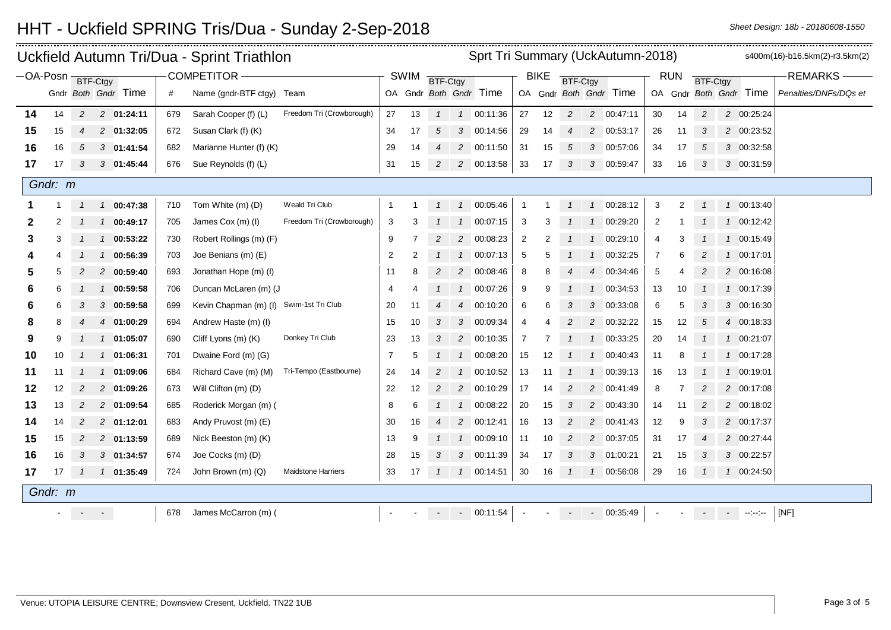# HHT - Uckfield SPRING Tris/Dua - Sunday 2-Sep-2018

Sheet Design: 18b - 20180608-1550

## Uckfield Autumn Tri/Dua - Sprint Triathlon

Sprt Tri Summary (UckAutumn-2018)

s400m(16)-b16.5km(2)-r3.5km(2)

| OA-Posn | | BTF-Ctgy | | | COMPETITOR | | | SWIM | | BTF-Ctgy | | | BIKE | | BTF-Ctgy | | | RUN | | BTF-Ctgy | | | REMARKS |
|---|---|---|---|---|---|---|---|---|---|---|---|---|---|---|---|---|---|---|---|---|---|---|---|
| | Gndr | *Both* | *Gndr* | Time | # | Name (gndr-BTF ctgy) | Team | OA | Gndr | *Both* | *Gndr* | Time | OA | Gndr | *Both* | *Gndr* | Time | OA | Gndr | *Both* | *Gndr* | Time | *Penalties/DNFs/DQs et* |
| **14** | 14 | *2* | *2* | **01:24:11** | 679 | Sarah Cooper (f) (L) | Freedom Tri (Crowborough) | 27 | 13 | *1* | *1* | 00:11:36 | 27 | 12 | *2* | *2* | 00:47:11 | 30 | 14 | *2* | *2* | 00:25:24 | |
| **15** | 15 | *4* | *2* | **01:32:05** | 672 | Susan Clark (f) (K) | | 34 | 17 | *5* | *3* | 00:14:56 | 29 | 14 | *4* | *2* | 00:53:17 | 26 | 11 | *3* | *2* | 00:23:52 | |
| **16** | 16 | *5* | *3* | **01:41:54** | 682 | Marianne Hunter (f) (K) | | 29 | 14 | *4* | *2* | 00:11:50 | 31 | 15 | *5* | *3* | 00:57:06 | 34 | 17 | *5* | *3* | 00:32:58 | |
| **17** | 17 | *3* | *3* | **01:45:44** | 676 | Sue Reynolds (f) (L) | | 31 | 15 | *2* | *2* | 00:13:58 | 33 | 17 | *3* | *3* | 00:59:47 | 33 | 16 | *3* | *3* | 00:31:59 | |
| *Gndr: m* | | | | | | | | | | | | | | | | | | | | | | | |
| **1** | 1 | *1* | *1* | **00:47:38** | 710 | Tom White (m) (D) | Weald Tri Club | 1 | 1 | *1* | *1* | 00:05:46 | 1 | 1 | *1* | *1* | 00:28:12 | 3 | 2 | *1* | *1* | 00:13:40 | |
| **2** | 2 | *1* | *1* | **00:49:17** | 705 | James Cox (m) (I) | Freedom Tri (Crowborough) | 3 | 3 | *1* | *1* | 00:07:15 | 3 | 3 | *1* | *1* | 00:29:20 | 2 | 1 | *1* | *1* | 00:12:42 | |
| **3** | 3 | *1* | *1* | **00:53:22** | 730 | Robert Rollings (m) (F) | | 9 | 7 | *2* | *2* | 00:08:23 | 2 | 2 | *1* | *1* | 00:29:10 | 4 | 3 | *1* | *1* | 00:15:49 | |
| **4** | 4 | *1* | *1* | **00:56:39** | 703 | Joe Benians (m) (E) | | 2 | 2 | *1* | *1* | 00:07:13 | 5 | 5 | *1* | *1* | 00:32:25 | 7 | 6 | *2* | *1* | 00:17:01 | |
| **5** | 5 | *2* | *2* | **00:59:40** | 693 | Jonathan Hope (m) (I) | | 11 | 8 | *2* | *2* | 00:08:46 | 8 | 8 | *4* | *4* | 00:34:46 | 5 | 4 | *2* | *2* | 00:16:08 | |
| **6** | 6 | *1* | *1* | **00:59:58** | 706 | Duncan McLaren (m) (J | | 4 | 4 | *1* | *1* | 00:07:26 | 9 | 9 | *1* | *1* | 00:34:53 | 13 | 10 | *1* | *1* | 00:17:39 | |
| **6** | 6 | *3* | *3* | **00:59:58** | 699 | Kevin Chapman (m) (I) | Swim-1st Tri Club | 20 | 11 | *4* | *4* | 00:10:20 | 6 | 6 | *3* | *3* | 00:33:08 | 6 | 5 | *3* | *3* | 00:16:30 | |
| **8** | 8 | *4* | *4* | **01:00:29** | 694 | Andrew Haste (m) (I) | | 15 | 10 | *3* | *3* | 00:09:34 | 4 | 4 | *2* | *2* | 00:32:22 | 15 | 12 | *5* | *4* | 00:18:33 | |
| **9** | 9 | *1* | *1* | **01:05:07** | 690 | Cliff Lyons (m) (K) | Donkey Tri Club | 23 | 13 | *3* | *2* | 00:10:35 | 7 | 7 | *1* | *1* | 00:33:25 | 20 | 14 | *1* | *1* | 00:21:07 | |
| **10** | 10 | *1* | *1* | **01:06:31** | 701 | Dwaine Ford (m) (G) | | 7 | 5 | *1* | *1* | 00:08:20 | 15 | 12 | *1* | *1* | 00:40:43 | 11 | 8 | *1* | *1* | 00:17:28 | |
| **11** | 11 | *1* | *1* | **01:09:06** | 684 | Richard Cave (m) (M) | Tri-Tempo (Eastbourne) | 24 | 14 | *2* | *1* | 00:10:52 | 13 | 11 | *1* | *1* | 00:39:13 | 16 | 13 | *1* | *1* | 00:19:01 | |
| **12** | 12 | *2* | *2* | **01:09:26** | 673 | Will Clifton (m) (D) | | 22 | 12 | *2* | *2* | 00:10:29 | 17 | 14 | *2* | *2* | 00:41:49 | 8 | 7 | *2* | *2* | 00:17:08 | |
| **13** | 13 | *2* | *2* | **01:09:54** | 685 | Roderick Morgan (m) ( | | 8 | 6 | *1* | *1* | 00:08:22 | 20 | 15 | *3* | *2* | 00:43:30 | 14 | 11 | *2* | *2* | 00:18:02 | |
| **14** | 14 | *2* | *2* | **01:12:01** | 683 | Andy Pruvost (m) (E) | | 30 | 16 | *4* | *2* | 00:12:41 | 16 | 13 | *2* | *2* | 00:41:43 | 12 | 9 | *3* | *2* | 00:17:37 | |
| **15** | 15 | *2* | *2* | **01:13:59** | 689 | Nick Beeston (m) (K) | | 13 | 9 | *1* | *1* | 00:09:10 | 11 | 10 | *2* | *2* | 00:37:05 | 31 | 17 | *4* | *2* | 00:27:44 | |
| **16** | 16 | *3* | *3* | **01:34:57** | 674 | Joe Cocks (m) (D) | | 28 | 15 | *3* | *3* | 00:11:39 | 34 | 17 | *3* | *3* | 01:00:21 | 21 | 15 | *3* | *3* | 00:22:57 | |
| **17** | 17 | *1* | *1* | **01:35:49** | 724 | John Brown (m) (Q) | Maidstone Harriers | 33 | 17 | *1* | *1* | 00:14:51 | 30 | 16 | *1* | *1* | 00:56:08 | 29 | 16 | *1* | *1* | 00:24:50 | |
| *Gndr: m* | | | | | | | | | | | | | | | | | | | | | | | |
| | - | - | - | | 678 | James McCarron (m) ( | | - | - | - | - | 00:11:54 | - | - | - | - | 00:35:49 | - | - | - | - | --:--:-- | [NF] |

Venue: UTOPIA LEISURE CENTRE; Downsview Cresent, Uckfield. TN22 1UB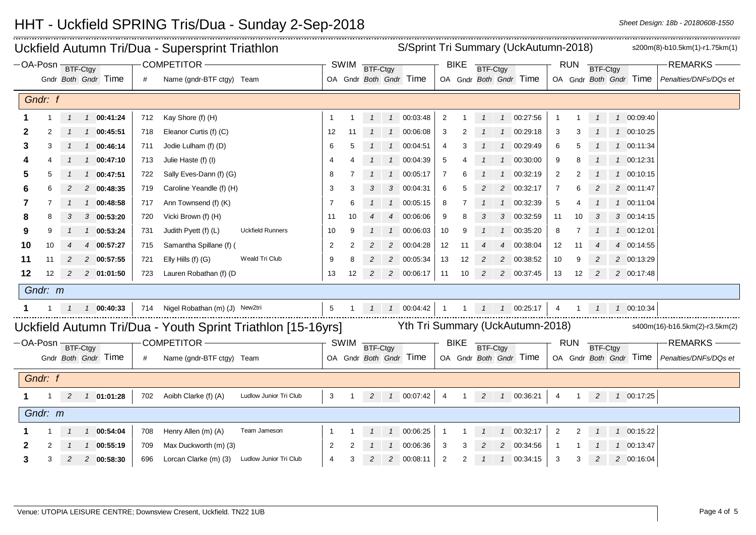# HHT - Uckfield SPRING Tris/Dua - Sunday 2-Sep-2018

Sheet Design: 18b - 20180608-1550

## Uckfield Autumn Tri/Dua - Supersprint Triathlon

S/Sprint Tri Summary (UckAutumn-2018) — s200m(8)-b10.5km(1)-r1.75km(1)

| OA-Posn | Gndr | BTF-Ctgy Both | BTF-Ctgy Gndr | Time | # | Name (gndr-BTF ctgy) | Team | SWIM OA | SWIM Gndr | SWIM BTF-Ctgy Both | SWIM BTF-Ctgy Gndr | SWIM Time | BIKE OA | BIKE Gndr | BIKE BTF-Ctgy Both | BIKE BTF-Ctgy Gndr | BIKE Time | RUN OA | RUN Gndr | RUN BTF-Ctgy Both | RUN BTF-Ctgy Gndr | RUN Time | REMARKS Penalties/DNFs/DQs et |
|---|---|---|---|---|---|---|---|---|---|---|---|---|---|---|---|---|---|---|---|---|---|---|---|
| ***Gndr: f*** | | | | | | | | | | | | | | | | | | | | | | | |
| 1 | 1 | 1 | 1 | 00:41:24 | 712 | Kay Shore (f) (H) | | 1 | 1 | 1 | 1 | 00:03:48 | 2 | 1 | 1 | 1 | 00:27:56 | 1 | 1 | 1 | 1 | 00:09:40 | |
| 2 | 2 | 1 | 1 | 00:45:51 | 718 | Eleanor Curtis (f) (C) | | 12 | 11 | 1 | 1 | 00:06:08 | 3 | 2 | 1 | 1 | 00:29:18 | 3 | 3 | 1 | 1 | 00:10:25 | |
| 3 | 3 | 1 | 1 | 00:46:14 | 711 | Jodie Lulham (f) (D) | | 6 | 5 | 1 | 1 | 00:04:51 | 4 | 3 | 1 | 1 | 00:29:49 | 6 | 5 | 1 | 1 | 00:11:34 | |
| 4 | 4 | 1 | 1 | 00:47:10 | 713 | Julie Haste (f) (I) | | 4 | 4 | 1 | 1 | 00:04:39 | 5 | 4 | 1 | 1 | 00:30:00 | 9 | 8 | 1 | 1 | 00:12:31 | |
| 5 | 5 | 1 | 1 | 00:47:51 | 722 | Sally Eves-Dann (f) (G) | | 8 | 7 | 1 | 1 | 00:05:17 | 7 | 6 | 1 | 1 | 00:32:19 | 2 | 2 | 1 | 1 | 00:10:15 | |
| 6 | 6 | 2 | 2 | 00:48:35 | 719 | Caroline Yeandle (f) (H) | | 3 | 3 | 3 | 3 | 00:04:31 | 6 | 5 | 2 | 2 | 00:32:17 | 7 | 6 | 2 | 2 | 00:11:47 | |
| 7 | 7 | 1 | 1 | 00:48:58 | 717 | Ann Townsend (f) (K) | | 7 | 6 | 1 | 1 | 00:05:15 | 8 | 7 | 1 | 1 | 00:32:39 | 5 | 4 | 1 | 1 | 00:11:04 | |
| 8 | 8 | 3 | 3 | 00:53:20 | 720 | Vicki Brown (f) (H) | | 11 | 10 | 4 | 4 | 00:06:06 | 9 | 8 | 3 | 3 | 00:32:59 | 11 | 10 | 3 | 3 | 00:14:15 | |
| 9 | 9 | 1 | 1 | 00:53:24 | 731 | Judith Pyett (f) (L) | Uckfield Runners | 10 | 9 | 1 | 1 | 00:06:03 | 10 | 9 | 1 | 1 | 00:35:20 | 8 | 7 | 1 | 1 | 00:12:01 | |
| 10 | 10 | 4 | 4 | 00:57:27 | 715 | Samantha Spillane (f) ( | | 2 | 2 | 2 | 2 | 00:04:28 | 12 | 11 | 4 | 4 | 00:38:04 | 12 | 11 | 4 | 4 | 00:14:55 | |
| 11 | 11 | 2 | 2 | 00:57:55 | 721 | Elly Hills (f) (G) | Weald Tri Club | 9 | 8 | 2 | 2 | 00:05:34 | 13 | 12 | 2 | 2 | 00:38:52 | 10 | 9 | 2 | 2 | 00:13:29 | |
| 12 | 12 | 2 | 2 | 01:01:50 | 723 | Lauren Robathan (f) (D | | 13 | 12 | 2 | 2 | 00:06:17 | 11 | 10 | 2 | 2 | 00:37:45 | 13 | 12 | 2 | 2 | 00:17:48 | |
| ***Gndr: m*** | | | | | | | | | | | | | | | | | | | | | | | |
| 1 | 1 | 1 | 1 | 00:40:33 | 714 | Nigel Robathan (m) (J) | New2tri | 5 | 1 | 1 | 1 | 00:04:42 | 1 | 1 | 1 | 1 | 00:25:17 | 4 | 1 | 1 | 1 | 00:10:34 | |

## Uckfield Autumn Tri/Dua - Youth Sprint Triathlon [15-16yrs]

Yth Tri Summary (UckAutumn-2018) — s400m(16)-b16.5km(2)-r3.5km(2)

| OA-Posn | Gndr | BTF-Ctgy Both | BTF-Ctgy Gndr | Time | # | Name (gndr-BTF ctgy) | Team | SWIM OA | SWIM Gndr | SWIM BTF-Ctgy Both | SWIM BTF-Ctgy Gndr | SWIM Time | BIKE OA | BIKE Gndr | BIKE BTF-Ctgy Both | BIKE BTF-Ctgy Gndr | BIKE Time | RUN OA | RUN Gndr | RUN BTF-Ctgy Both | RUN BTF-Ctgy Gndr | RUN Time | REMARKS Penalties/DNFs/DQs et |
|---|---|---|---|---|---|---|---|---|---|---|---|---|---|---|---|---|---|---|---|---|---|---|---|
| ***Gndr: f*** | | | | | | | | | | | | | | | | | | | | | | | |
| 1 | 1 | 2 | 1 | 01:01:28 | 702 | Aoibh Clarke (f) (A) | Ludlow Junior Tri Club | 3 | 1 | 2 | 1 | 00:07:42 | 4 | 1 | 2 | 1 | 00:36:21 | 4 | 1 | 2 | 1 | 00:17:25 | |
| ***Gndr: m*** | | | | | | | | | | | | | | | | | | | | | | | |
| 1 | 1 | 1 | 1 | 00:54:04 | 708 | Henry Allen (m) (A) | Team Jameson | 1 | 1 | 1 | 1 | 00:06:25 | 1 | 1 | 1 | 1 | 00:32:17 | 2 | 2 | 1 | 1 | 00:15:22 | |
| 2 | 2 | 1 | 1 | 00:55:19 | 709 | Max Duckworth (m) (3) | | 2 | 2 | 1 | 1 | 00:06:36 | 3 | 3 | 2 | 2 | 00:34:56 | 1 | 1 | 1 | 1 | 00:13:47 | |
| 3 | 3 | 2 | 2 | 00:58:30 | 696 | Lorcan Clarke (m) (3) | Ludlow Junior Tri Club | 4 | 3 | 2 | 2 | 00:08:11 | 2 | 2 | 1 | 1 | 00:34:15 | 3 | 3 | 2 | 2 | 00:16:04 | |

Venue: UTOPIA LEISURE CENTRE; Downsview Cresent, Uckfield. TN22 1UB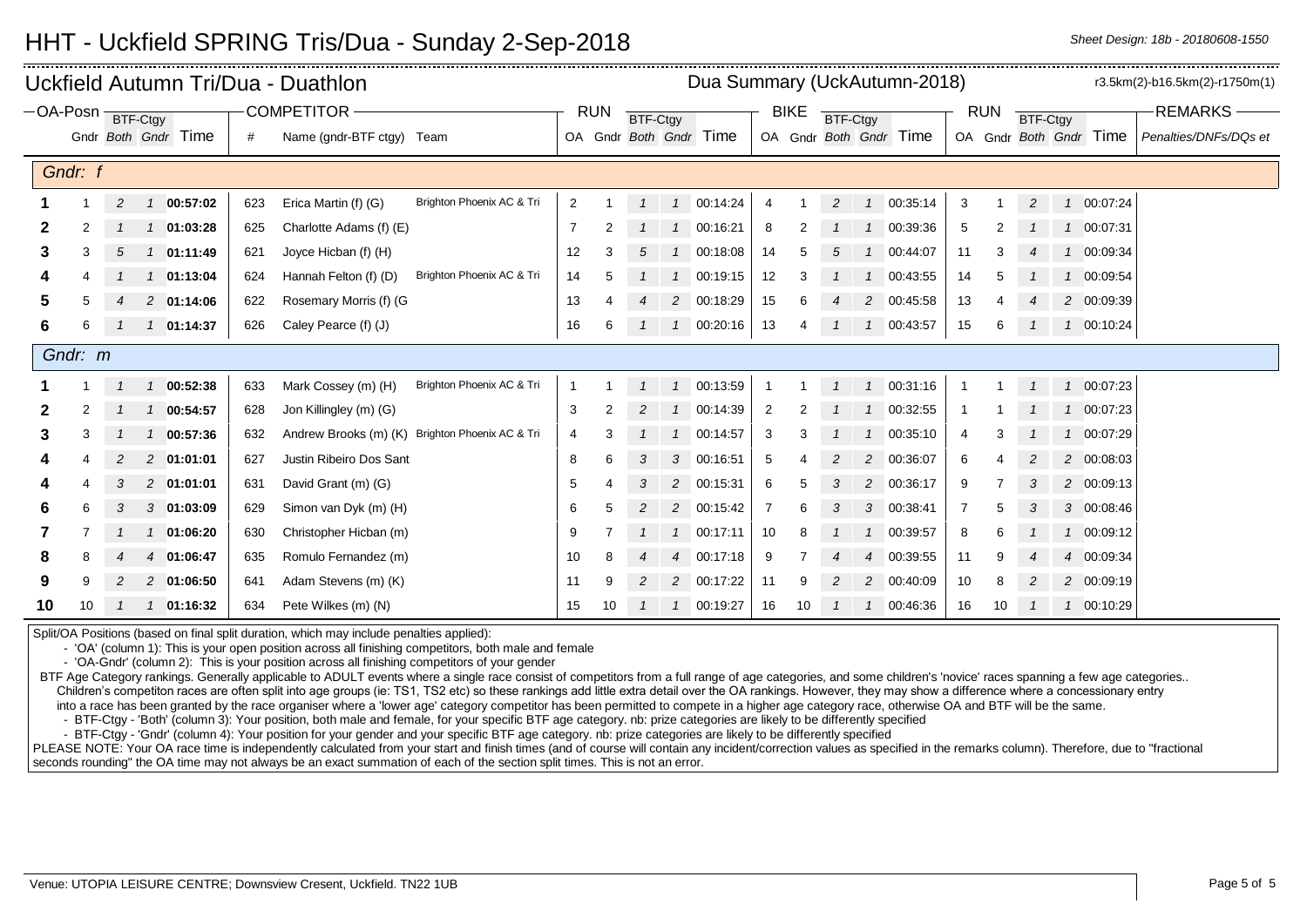# HHT - Uckfield SPRING Tris/Dua - Sunday 2-Sep-2018

Sheet Design: 18b - 20180608-1550

## Uckfield Autumn Tri/Dua - Duathlon

Dua Summary (UckAutumn-2018)

r3.5km(2)-b16.5km(2)-r1750m(1)

| OA-Posn | | BTF-Ctgy | | | COMPETITOR | | | RUN | | BTF-Ctgy | | | BIKE | | BTF-Ctgy | | | RUN | | BTF-Ctgy | | | REMARKS |
|---|---|---|---|---|---|---|---|---|---|---|---|---|---|---|---|---|---|---|---|---|---|---|---|
| | Gndr | Both | Gndr | Time | # | Name (gndr-BTF ctgy) | Team | OA | Gndr | Both | Gndr | Time | OA | Gndr | Both | Gndr | Time | OA | Gndr | Both | Gndr | Time | Penalties/DNFs/DQs et |
| **Gndr: f** | | | | | | | | | | | | | | | | | | | | | | | |
| **1** | 1 | 2 | 1 | **00:57:02** | 623 | Erica Martin (f) (G) | Brighton Phoenix AC & Tri | 2 | 1 | 1 | 1 | 00:14:24 | 4 | 1 | 2 | 1 | 00:35:14 | 3 | 1 | 2 | 1 | 00:07:24 | |
| **2** | 2 | 1 | 1 | **01:03:28** | 625 | Charlotte Adams (f) (E) | | 7 | 2 | 1 | 1 | 00:16:21 | 8 | 2 | 1 | 1 | 00:39:36 | 5 | 2 | 1 | 1 | 00:07:31 | |
| **3** | 3 | 5 | 1 | **01:11:49** | 621 | Joyce Hicban (f) (H) | | 12 | 3 | 5 | 1 | 00:18:08 | 14 | 5 | 5 | 1 | 00:44:07 | 11 | 3 | 4 | 1 | 00:09:34 | |
| **4** | 4 | 1 | 1 | **01:13:04** | 624 | Hannah Felton (f) (D) | Brighton Phoenix AC & Tri | 14 | 5 | 1 | 1 | 00:19:15 | 12 | 3 | 1 | 1 | 00:43:55 | 14 | 5 | 1 | 1 | 00:09:54 | |
| **5** | 5 | 4 | 2 | **01:14:06** | 622 | Rosemary Morris (f) (G | | 13 | 4 | 4 | 2 | 00:18:29 | 15 | 6 | 4 | 2 | 00:45:58 | 13 | 4 | 4 | 2 | 00:09:39 | |
| **6** | 6 | 1 | 1 | **01:14:37** | 626 | Caley Pearce (f) (J) | | 16 | 6 | 1 | 1 | 00:20:16 | 13 | 4 | 1 | 1 | 00:43:57 | 15 | 6 | 1 | 1 | 00:10:24 | |
| **Gndr: m** | | | | | | | | | | | | | | | | | | | | | | | |
| **1** | 1 | 1 | 1 | **00:52:38** | 633 | Mark Cossey (m) (H) | Brighton Phoenix AC & Tri | 1 | 1 | 1 | 1 | 00:13:59 | 1 | 1 | 1 | 1 | 00:31:16 | 1 | 1 | 1 | 1 | 00:07:23 | |
| **2** | 2 | 1 | 1 | **00:54:57** | 628 | Jon Killingley (m) (G) | | 3 | 2 | 2 | 1 | 00:14:39 | 2 | 2 | 1 | 1 | 00:32:55 | 1 | 1 | 1 | 1 | 00:07:23 | |
| **3** | 3 | 1 | 1 | **00:57:36** | 632 | Andrew Brooks (m) (K) | Brighton Phoenix AC & Tri | 4 | 3 | 1 | 1 | 00:14:57 | 3 | 3 | 1 | 1 | 00:35:10 | 4 | 3 | 1 | 1 | 00:07:29 | |
| **4** | 4 | 2 | 2 | **01:01:01** | 627 | Justin Ribeiro Dos Sant | | 8 | 6 | 3 | 3 | 00:16:51 | 5 | 4 | 2 | 2 | 00:36:07 | 6 | 4 | 2 | 2 | 00:08:03 | |
| **4** | 4 | 3 | 2 | **01:01:01** | 631 | David Grant (m) (G) | | 5 | 4 | 3 | 2 | 00:15:31 | 6 | 5 | 3 | 2 | 00:36:17 | 9 | 7 | 3 | 2 | 00:09:13 | |
| **6** | 6 | 3 | 3 | **01:03:09** | 629 | Simon van Dyk (m) (H) | | 6 | 5 | 2 | 2 | 00:15:42 | 7 | 6 | 3 | 3 | 00:38:41 | 7 | 5 | 3 | 3 | 00:08:46 | |
| **7** | 7 | 1 | 1 | **01:06:20** | 630 | Christopher Hicban (m) | | 9 | 7 | 1 | 1 | 00:17:11 | 10 | 8 | 1 | 1 | 00:39:57 | 8 | 6 | 1 | 1 | 00:09:12 | |
| **8** | 8 | 4 | 4 | **01:06:47** | 635 | Romulo Fernandez (m) | | 10 | 8 | 4 | 4 | 00:17:18 | 9 | 7 | 4 | 4 | 00:39:55 | 11 | 9 | 4 | 4 | 00:09:34 | |
| **9** | 9 | 2 | 2 | **01:06:50** | 641 | Adam Stevens (m) (K) | | 11 | 9 | 2 | 2 | 00:17:22 | 11 | 9 | 2 | 2 | 00:40:09 | 10 | 8 | 2 | 2 | 00:09:19 | |
| **10** | 10 | 1 | 1 | **01:16:32** | 634 | Pete Wilkes (m) (N) | | 15 | 10 | 1 | 1 | 00:19:27 | 16 | 10 | 1 | 1 | 00:46:36 | 16 | 10 | 1 | 1 | 00:10:29 | |

Split/OA Positions (based on final split duration, which may include penalties applied):
- 'OA' (column 1): This is your open position across all finishing competitors, both male and female
- 'OA-Gndr' (column 2): This is your position across all finishing competitors of your gender

BTF Age Category rankings. Generally applicable to ADULT events where a single race consist of competitors from a full range of age categories, and some children's 'novice' races spanning a few age categories.. Children's competiton races are often split into age groups (ie: TS1, TS2 etc) so these rankings add little extra detail over the OA rankings. However, they may show a difference where a concessionary entry into a race has been granted by the race organiser where a 'lower age' category competitor has been permitted to compete in a higher age category race, otherwise OA and BTF will be the same.
- BTF-Ctgy - 'Both' (column 3): Your position, both male and female, for your specific BTF age category. nb: prize categories are likely to be differently specified
- BTF-Ctgy - 'Gndr' (column 4): Your position for your gender and your specific BTF age category. nb: prize categories are likely to be differently specified

PLEASE NOTE: Your OA race time is independently calculated from your start and finish times (and of course will contain any incident/correction values as specified in the remarks column). Therefore, due to "fractional seconds rounding" the OA time may not always be an exact summation of each of the section split times. This is not an error.

Venue: UTOPIA LEISURE CENTRE; Downsview Cresent, Uckfield. TN22 1UB